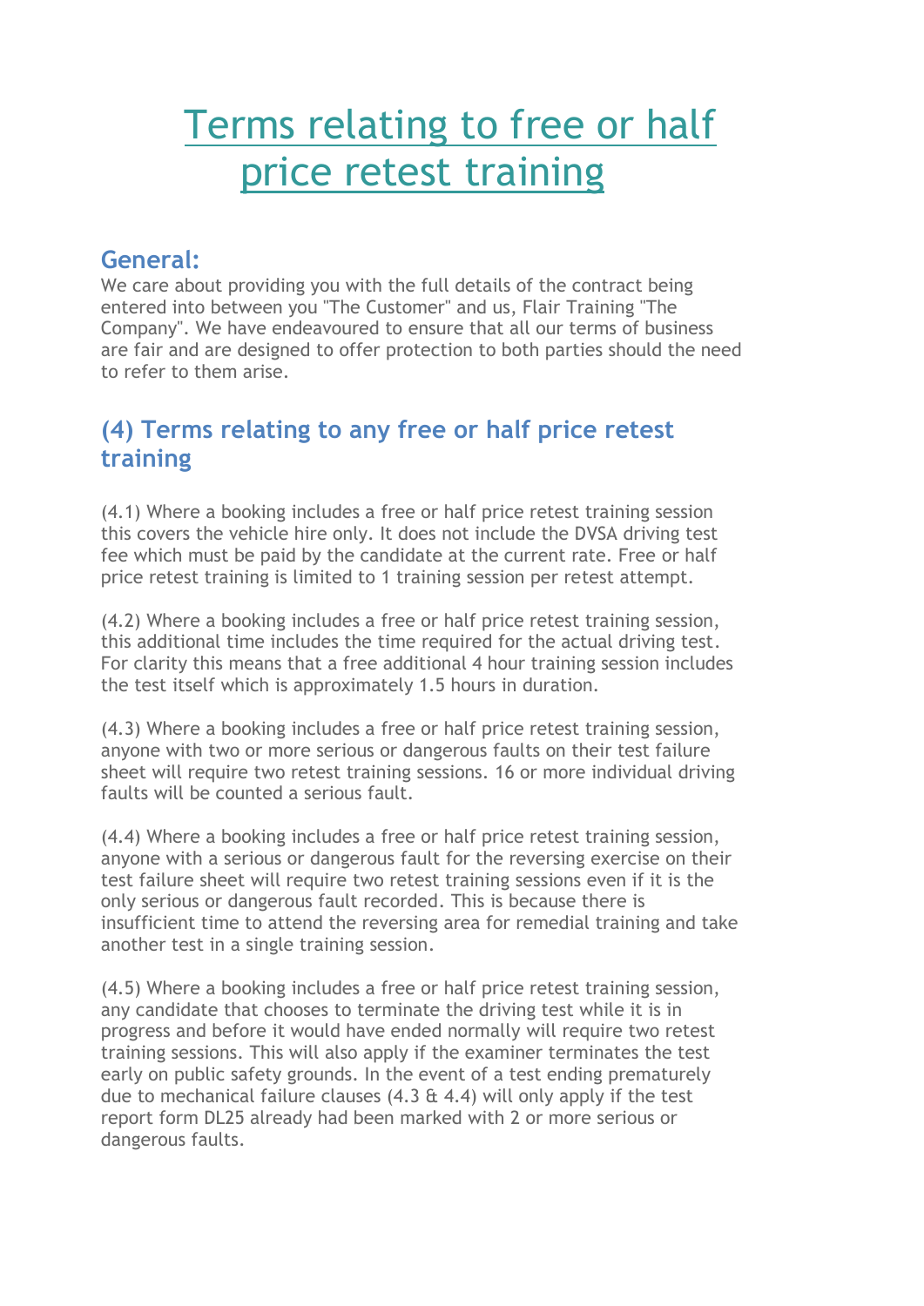# Terms relating to free or half price retest training

## General:

We care about providing you with the full details of the contract being entered into between you "The Customer" and us, Flair Training "The Company". We have endeavoured to ensure that all our terms of business are fair and are designed to offer protection to both parties should the need to refer to them arise.

## (4) Terms relating to any free or half price retest training

(4.1) Where a booking includes a free or half price retest training session this covers the vehicle hire only. It does not include the DVSA driving test fee which must be paid by the candidate at the current rate. Free or half price retest training is limited to 1 training session per retest attempt.

(4.2) Where a booking includes a free or half price retest training session, this additional time includes the time required for the actual driving test. For clarity this means that a free additional 4 hour training session includes the test itself which is approximately 1.5 hours in duration.

(4.3) Where a booking includes a free or half price retest training session, anyone with two or more serious or dangerous faults on their test failure sheet will require two retest training sessions. 16 or more individual driving faults will be counted a serious fault.

(4.4) Where a booking includes a free or half price retest training session, anyone with a serious or dangerous fault for the reversing exercise on their test failure sheet will require two retest training sessions even if it is the only serious or dangerous fault recorded. This is because there is insufficient time to attend the reversing area for remedial training and take another test in a single training session.

(4.5) Where a booking includes a free or half price retest training session, any candidate that chooses to terminate the driving test while it is in progress and before it would have ended normally will require two retest training sessions. This will also apply if the examiner terminates the test early on public safety grounds. In the event of a test ending prematurely due to mechanical failure clauses (4.3 & 4.4) will only apply if the test report form DL25 already had been marked with 2 or more serious or dangerous faults.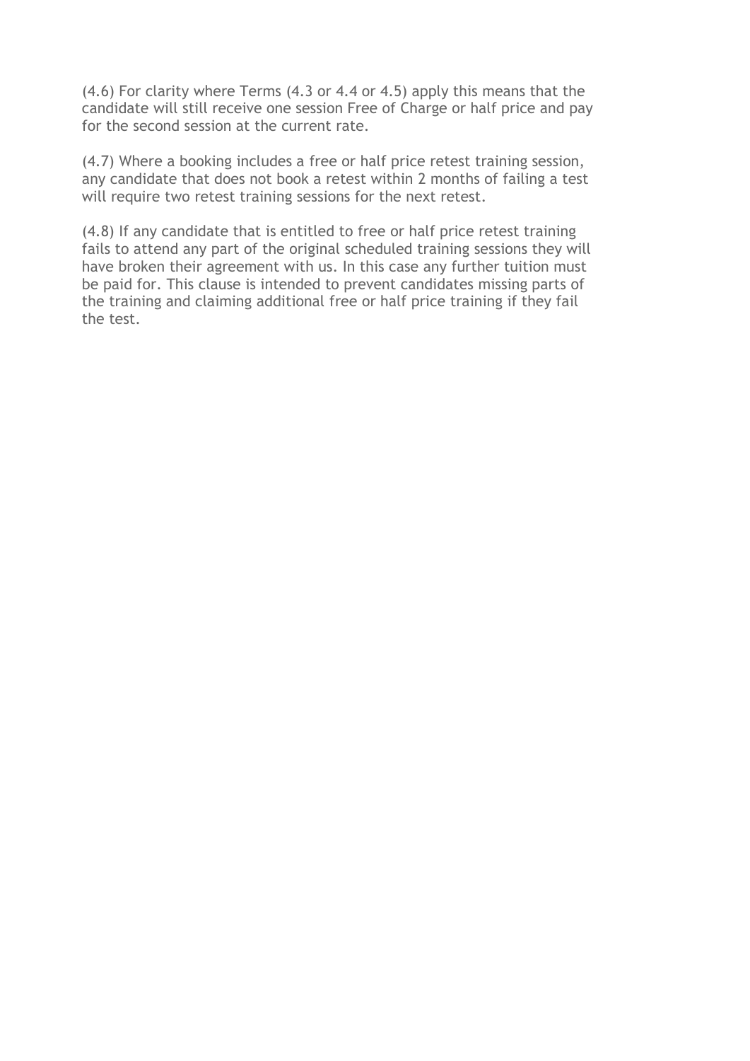(4.6) For clarity where Terms (4.3 or 4.4 or 4.5) apply this means that the candidate will still receive one session Free of Charge or half price and pay for the second session at the current rate.

(4.7) Where a booking includes a free or half price retest training session, any candidate that does not book a retest within 2 months of failing a test will require two retest training sessions for the next retest.

(4.8) If any candidate that is entitled to free or half price retest training fails to attend any part of the original scheduled training sessions they will have broken their agreement with us. In this case any further tuition must be paid for. This clause is intended to prevent candidates missing parts of the training and claiming additional free or half price training if they fail the test.